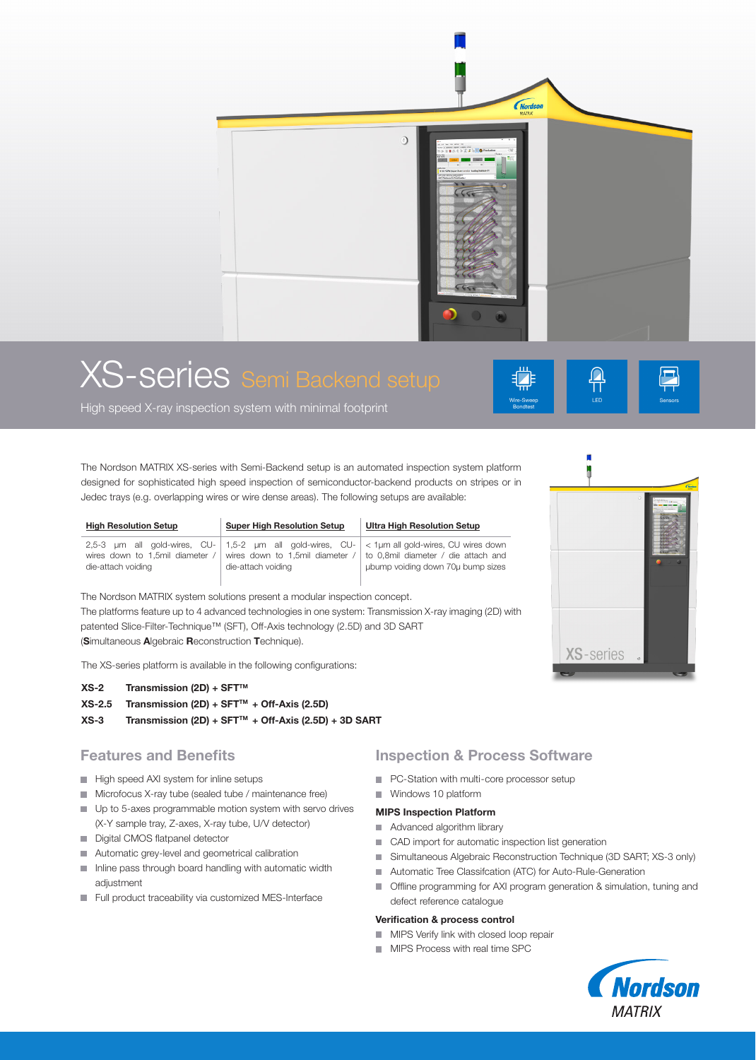# XS-series Semi Backend setup

High speed X-ray inspection system with minimal footprint

Wire-Sweep Bondtest | LED | Sensors

The Nordson MATRIX XS-series with Semi-Backend setup is an automated inspection system platform designed for sophisticated high speed inspection of semiconductor-backend products on stripes or in Jedec trays (e.g. overlapping wires or wire dense areas). The following setups are available:

| High Resolution Setup | Super High Resolution Setup | Ultra High Resolution Setup |
|---|---|---|
| 2,5-3 µm all gold-wires, CU-wires down to 1,5mil diameter / die-attach voiding | 1,5-2 µm all gold-wires, CU-wires down to 1,5mil diameter / die-attach voiding | < 1µm all gold-wires, CU wires down to 0,8mil diameter / die attach and µbump voiding down 70µ bump sizes |

The Nordson MATRIX system solutions present a modular inspection concept.
The platforms feature up to 4 advanced technologies in one system: Transmission X-ray imaging (2D) with patented Slice-Filter-Technique™ (SFT), Off-Axis technology (2.5D) and 3D SART (**S**imultaneous **A**lgebraic **R**econstruction **T**echnique).

The XS-series platform is available in the following configurations:

**XS-2** **Transmission (2D) + SFT™**
**XS-2.5** **Transmission (2D) + SFT™ + Off-Axis (2.5D)**
**XS-3** **Transmission (2D) + SFT™ + Off-Axis (2.5D) + 3D SART**

## Features and Benefits

- High speed AXI system for inline setups
- Microfocus X-ray tube (sealed tube / maintenance free)
- Up to 5-axes programmable motion system with servo drives (X-Y sample tray, Z-axes, X-ray tube, U/V detector)
- Digital CMOS flatpanel detector
- Automatic grey-level and geometrical calibration
- Inline pass through board handling with automatic width adjustment
- Full product traceability via customized MES-Interface

## Inspection & Process Software

- PC-Station with multi-core processor setup
- Windows 10 platform

### MIPS Inspection Platform

- Advanced algorithm library
- CAD import for automatic inspection list generation
- Simultaneous Algebraic Reconstruction Technique (3D SART; XS-3 only)
- Automatic Tree Classifcation (ATC) for Auto-Rule-Generation
- Offline programming for AXI program generation & simulation, tuning and defect reference catalogue

### Verification & process control

- MIPS Verify link with closed loop repair
- MIPS Process with real time SPC

Nordson MATRIX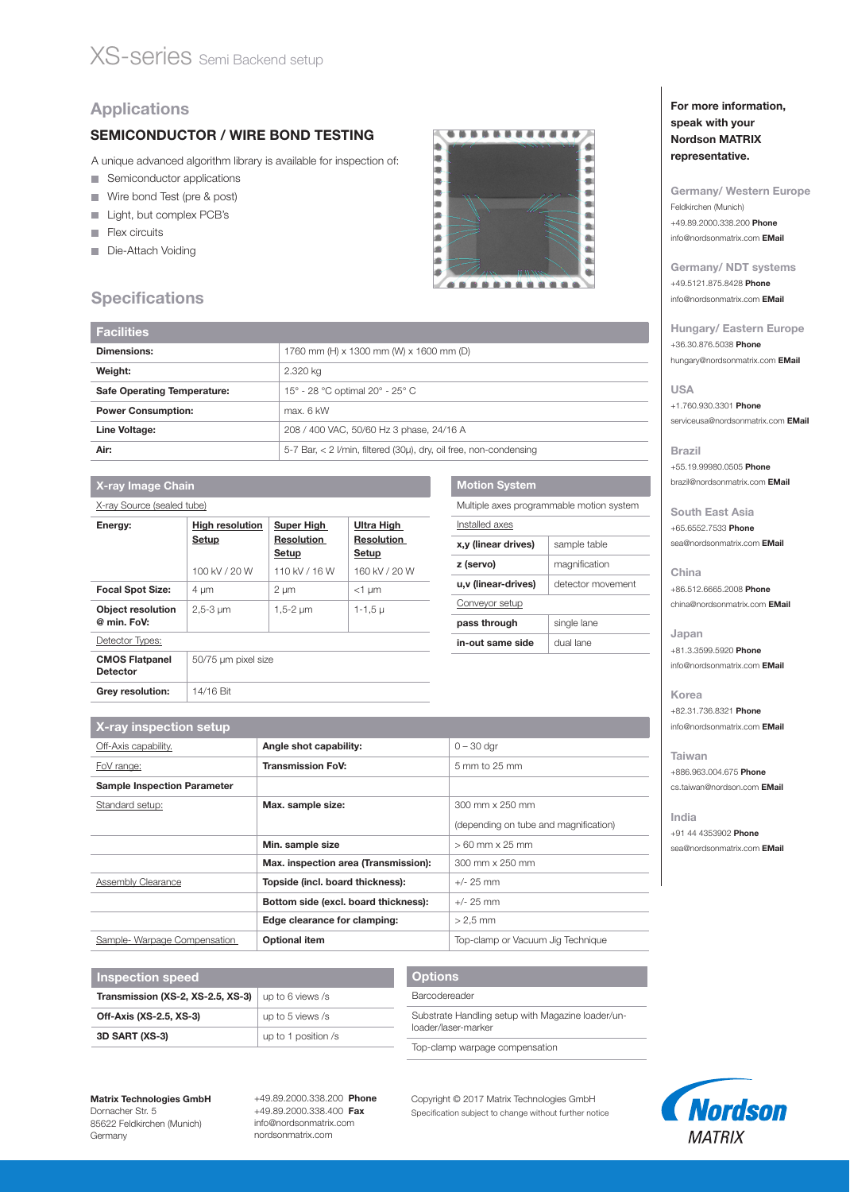# XS-series Semi Backend setup

## Applications

### SEMICONDUCTOR / WIRE BOND TESTING

A unique advanced algorithm library is available for inspection of:

- Semiconductor applications
- Wire bond Test (pre & post)
- Light, but complex PCB's
- Flex circuits
- Die-Attach Voiding

## Specifications

| Facilities | |
|---|---|
| **Dimensions:** | 1760 mm (H) x 1300 mm (W) x 1600 mm (D) |
| **Weight:** | 2.320 kg |
| **Safe Operating Temperature:** | 15° - 28 °C optimal 20° - 25° C |
| **Power Consumption:** | max. 6 kW |
| **Line Voltage:** | 208 / 400 VAC, 50/60 Hz 3 phase, 24/16 A |
| **Air:** | 5-7 Bar, < 2 l/min, filtered (30µ), dry, oil free, non-condensing |

| X-ray Image Chain | | | |
|---|---|---|---|
| X-ray Source (sealed tube) | | | |
| **Energy:** | **High resolution Setup** 100 kV / 20 W | **Super High Resolution Setup** 110 kV / 16 W | **Ultra High Resolution Setup** 160 kV / 20 W |
| **Focal Spot Size:** | 4 µm | 2 µm | <1 µm |
| **Object resolution @ min. FoV:** | 2,5-3 µm | 1,5-2 µm | 1-1,5 µ |
| Detector Types: | | | |
| **CMOS Flatpanel Detector** | 50/75 µm pixel size | | |
| **Grey resolution:** | 14/16 Bit | | |

| Motion System | |
|---|---|
| Multiple axes programmable motion system | |
| Installed axes | |
| **x,y (linear drives)** | sample table |
| **z (servo)** | magnification |
| **u,v (linear-drives)** | detector movement |
| Conveyor setup | |
| **pass through** | single lane |
| **in-out same side** | dual lane |

| X-ray inspection setup | | |
|---|---|---|
| Off-Axis capability. | **Angle shot capability:** | 0 – 30 dgr |
| FoV range: | **Transmission FoV:** | 5 mm to 25 mm |
| **Sample Inspection Parameter** | | |
| Standard setup: | **Max. sample size:** | 300 mm x 250 mm |
| | | (depending on tube and magnification) |
| | **Min. sample size** | > 60 mm x 25 mm |
| | **Max. inspection area (Transmission):** | 300 mm x 250 mm |
| Assembly Clearance | **Topside (incl. board thickness):** | +/- 25 mm |
| | **Bottom side (excl. board thickness):** | +/- 25 mm |
| | **Edge clearance for clamping:** | > 2,5 mm |
| Sample- Warpage Compensation | **Optional item** | Top-clamp or Vacuum Jig Technique |

| Inspection speed | |
|---|---|
| **Transmission (XS-2, XS-2.5, XS-3)** | up to 6 views /s |
| **Off-Axis (XS-2.5, XS-3)** | up to 5 views /s |
| **3D SART (XS-3)** | up to 1 position /s |

| Options |
|---|
| Barcodereader |
| Substrate Handling setup with Magazine loader/un-loader/laser-marker |
| Top-clamp warpage compensation |

**For more information, speak with your Nordson MATRIX representative.**

**Germany/ Western Europe**
Feldkirchen (Munich)
+49.89.2000.338.200 **Phone**
info@nordsonmatrix.com **EMail**

**Germany/ NDT systems**
+49.5121.875.8428 **Phone**
info@nordsonmatrix.com **EMail**

**Hungary/ Eastern Europe**
+36.30.876.5038 **Phone**
hungary@nordsonmatrix.com **EMail**

**USA**
+1.760.930.3301 **Phone**
serviceusa@nordsonmatrix.com **EMail**

**Brazil**
+55.19.99980.0505 **Phone**
brazil@nordsonmatrix.com **EMail**

**South East Asia**
+65.6552.7533 **Phone**
sea@nordsonmatrix.com **EMail**

**China**
+86.512.6665.2008 **Phone**
china@nordsonmatrix.com **EMail**

**Japan**
+81.3.3599.5920 **Phone**
info@nordsonmatrix.com **EMail**

**Korea**
+82.31.736.8321 **Phone**
info@nordsonmatrix.com **EMail**

**Taiwan**
+886.963.004.675 **Phone**
cs.taiwan@nordson.com **EMail**

**India**
+91 44 4353902 **Phone**
sea@nordsonmatrix.com **EMail**

**Matrix Technologies GmbH**
Dornacher Str. 5
85622 Feldkirchen (Munich)
Germany

+49.89.2000.338.200 **Phone**
+49.89.2000.338.400 **Fax**
info@nordsonmatrix.com
nordsonmatrix.com

Copyright © 2017 Matrix Technologies GmbH
Specification subject to change without further notice

Nordson MATRIX